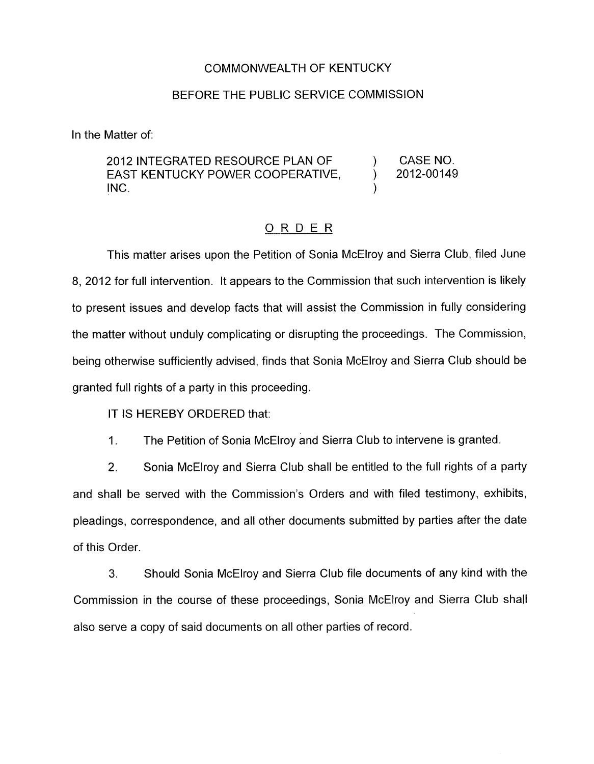COMMONWEALTH OF KENTUCKY

BEFORE THE PUBLIC SERVICE COMMISSION

In the Matter of:

| | | |
|---|---|---|
| 2012 INTEGRATED RESOURCE PLAN OF EAST KENTUCKY POWER COOPERATIVE, INC. | ) ) ) | CASE NO. 2012-00149 |

# O R D E R

This matter arises upon the Petition of Sonia McElroy and Sierra Club, filed June 8, 2012 for full intervention. It appears to the Commission that such intervention is likely to present issues and develop facts that will assist the Commission in fully considering the matter without unduly complicating or disrupting the proceedings. The Commission, being otherwise sufficiently advised, finds that Sonia McElroy and Sierra Club should be granted full rights of a party in this proceeding.

IT IS HEREBY ORDERED that:

1. The Petition of Sonia McElroy and Sierra Club to intervene is granted.

2. Sonia McElroy and Sierra Club shall be entitled to the full rights of a party and shall be served with the Commission's Orders and with filed testimony, exhibits, pleadings, correspondence, and all other documents submitted by parties after the date of this Order.

3. Should Sonia McElroy and Sierra Club file documents of any kind with the Commission in the course of these proceedings, Sonia McElroy and Sierra Club shall also serve a copy of said documents on all other parties of record.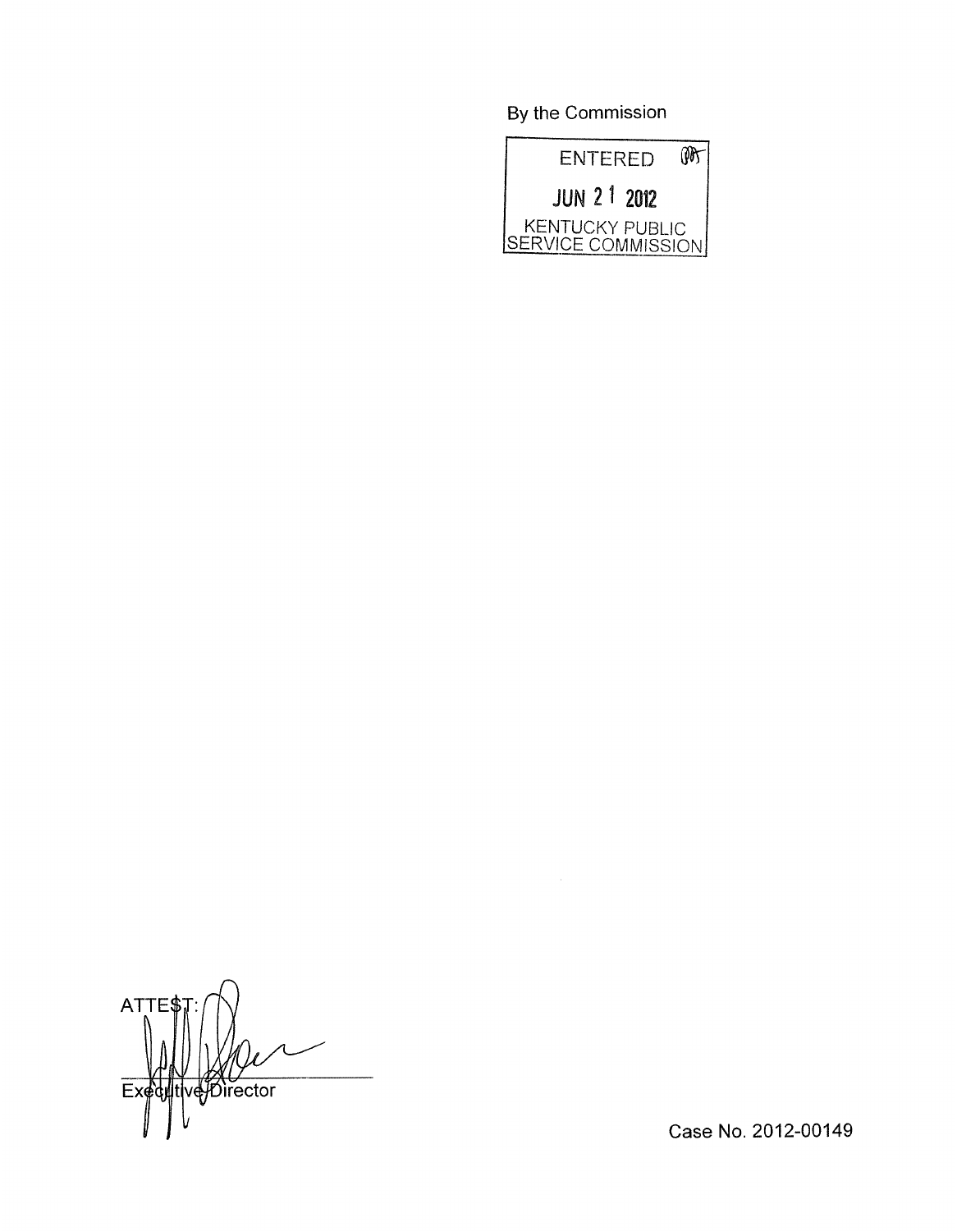By the Commission

ENTERED

JUN 21 2012

KENTUCKY PUBLIC SERVICE COMMISSION

ATTEST:

Executive Director

Case No. 2012-00149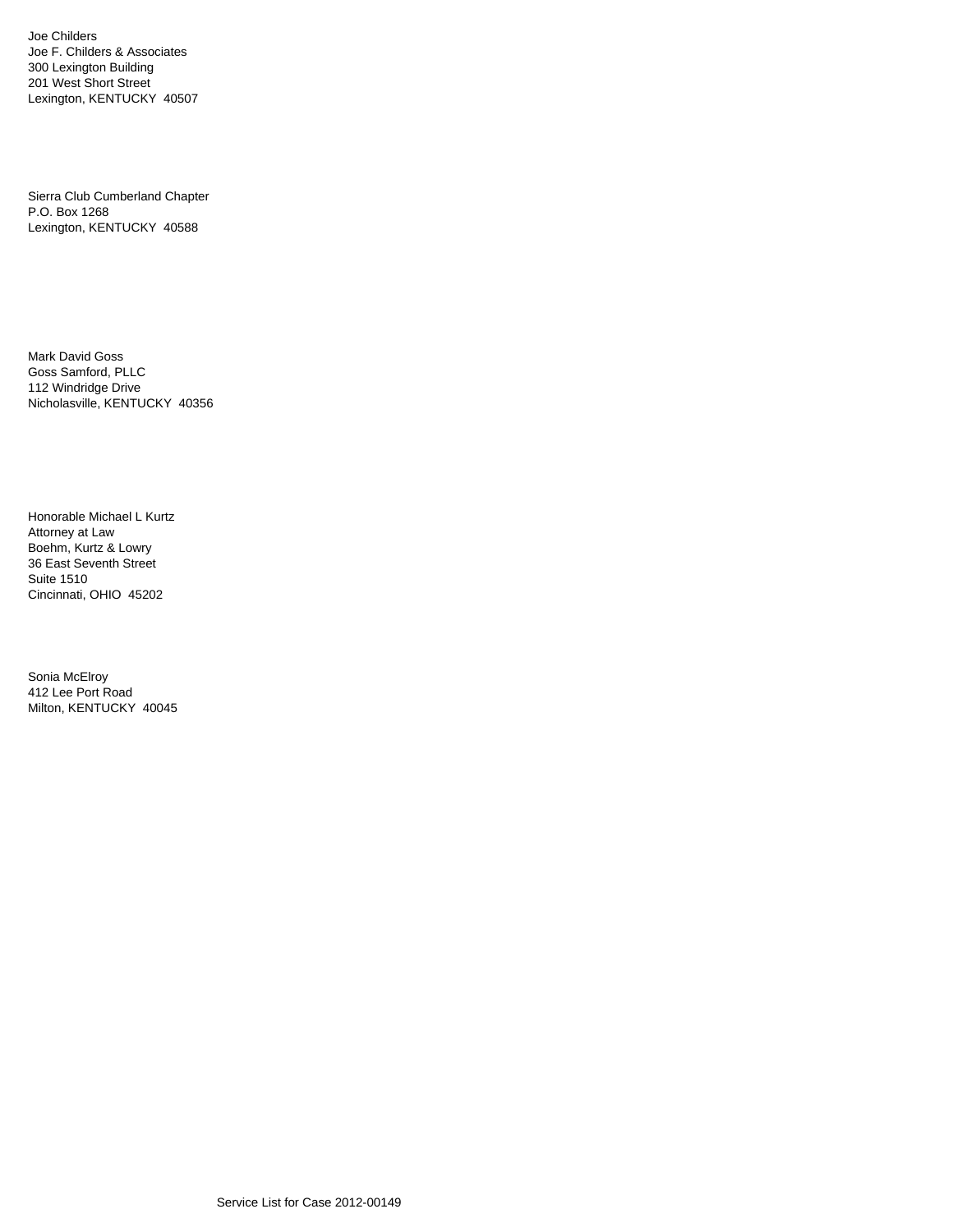Joe Childers
Joe F. Childers & Associates
300 Lexington Building
201 West Short Street
Lexington, KENTUCKY 40507

Sierra Club Cumberland Chapter
P.O. Box 1268
Lexington, KENTUCKY 40588

Mark David Goss
Goss Samford, PLLC
112 Windridge Drive
Nicholasville, KENTUCKY 40356

Honorable Michael L Kurtz
Attorney at Law
Boehm, Kurtz & Lowry
36 East Seventh Street
Suite 1510
Cincinnati, OHIO 45202

Sonia McElroy
412 Lee Port Road
Milton, KENTUCKY 40045

Service List for Case 2012-00149